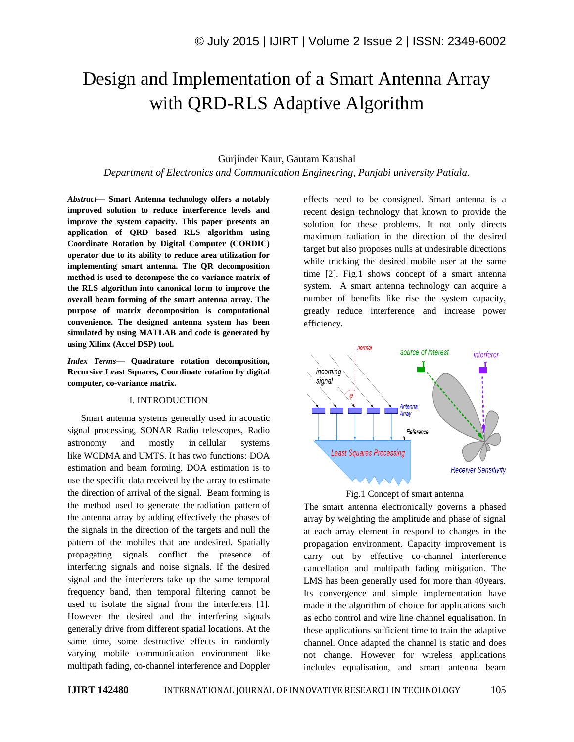# Design and Implementation of a Smart Antenna Array with QRD-RLS Adaptive Algorithm

Gurjinder Kaur, Gautam Kaushal

*Department of Electronics and Communication Engineering, Punjabi university Patiala.*

***Abstract*— Smart Antenna technology offers a notably improved solution to reduce interference levels and improve the system capacity. This paper presents an application of QRD based RLS algorithm using Coordinate Rotation by Digital Computer (CORDIC) operator due to its ability to reduce area utilization for implementing smart antenna. The QR decomposition method is used to decompose the co-variance matrix of the RLS algorithm into canonical form to improve the overall beam forming of the smart antenna array. The purpose of matrix decomposition is computational convenience. The designed antenna system has been simulated by using MATLAB and code is generated by using Xilinx (Accel DSP) tool.**

***Index Terms*— Quadrature rotation decomposition, Recursive Least Squares, Coordinate rotation by digital computer, co-variance matrix.**

## I. INTRODUCTION

Smart antenna systems generally used in acoustic signal processing, SONAR Radio telescopes, Radio astronomy and mostly in cellular systems like WCDMA and UMTS. It has two functions: DOA estimation and beam forming. DOA estimation is to use the specific data received by the array to estimate the direction of arrival of the signal. Beam forming is the method used to generate the radiation pattern of the antenna array by adding effectively the phases of the signals in the direction of the targets and null the pattern of the mobiles that are undesired. Spatially propagating signals conflict the presence of interfering signals and noise signals. If the desired signal and the interferers take up the same temporal frequency band, then temporal filtering cannot be used to isolate the signal from the interferers [1]. However the desired and the interfering signals generally drive from different spatial locations. At the same time, some destructive effects in randomly varying mobile communication environment like multipath fading, co-channel interference and Doppler effects need to be consigned. Smart antenna is a recent design technology that known to provide the solution for these problems. It not only directs maximum radiation in the direction of the desired target but also proposes nulls at undesirable directions while tracking the desired mobile user at the same time [2]. Fig.1 shows concept of a smart antenna system. A smart antenna technology can acquire a number of benefits like rise the system capacity, greatly reduce interference and increase power efficiency.

Fig.1 Concept of smart antenna

The smart antenna electronically governs a phased array by weighting the amplitude and phase of signal at each array element in respond to changes in the propagation environment. Capacity improvement is carry out by effective co-channel interference cancellation and multipath fading mitigation. The LMS has been generally used for more than 40years. Its convergence and simple implementation have made it the algorithm of choice for applications such as echo control and wire line channel equalisation. In these applications sufficient time to train the adaptive channel. Once adapted the channel is static and does not change. However for wireless applications includes equalisation, and smart antenna beam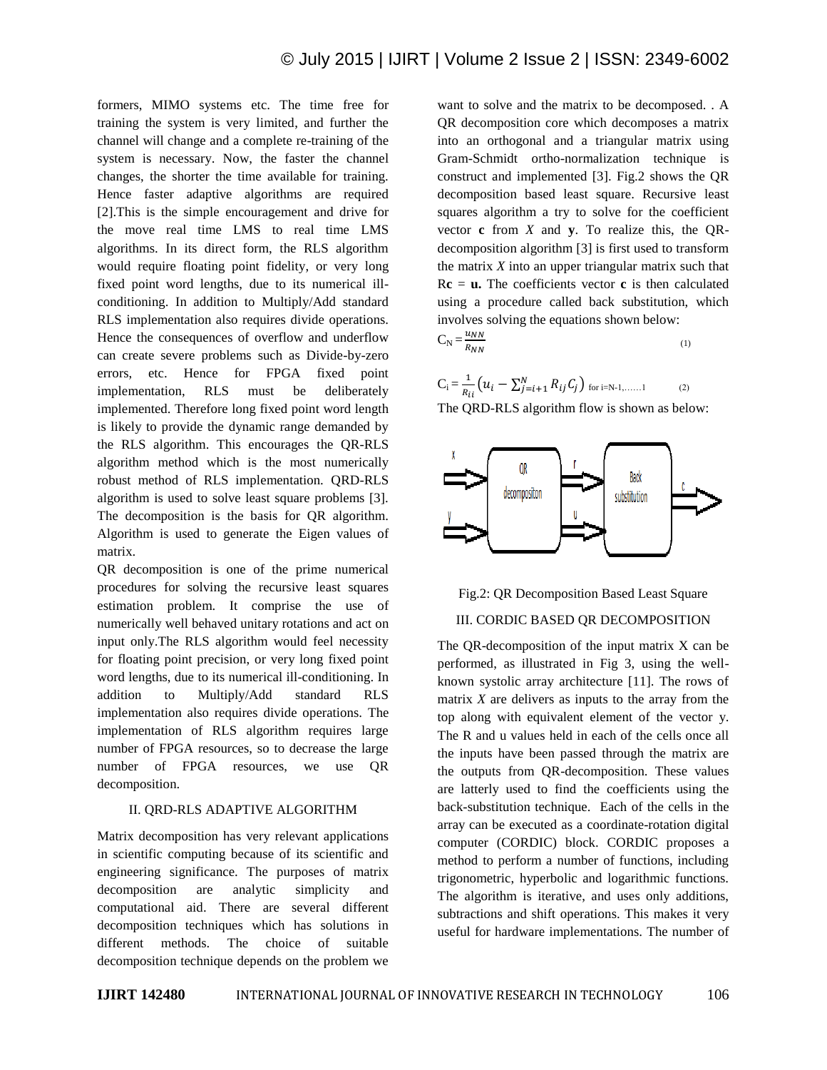formers, MIMO systems etc. The time free for training the system is very limited, and further the channel will change and a complete re-training of the system is necessary. Now, the faster the channel changes, the shorter the time available for training. Hence faster adaptive algorithms are required [2].This is the simple encouragement and drive for the move real time LMS to real time LMS algorithms. In its direct form, the RLS algorithm would require floating point fidelity, or very long fixed point word lengths, due to its numerical ill-conditioning. In addition to Multiply/Add standard RLS implementation also requires divide operations. Hence the consequences of overflow and underflow can create severe problems such as Divide-by-zero errors, etc. Hence for FPGA fixed point implementation, RLS must be deliberately implemented. Therefore long fixed point word length is likely to provide the dynamic range demanded by the RLS algorithm. This encourages the QR-RLS algorithm method which is the most numerically robust method of RLS implementation. QRD-RLS algorithm is used to solve least square problems [3]. The decomposition is the basis for QR algorithm. Algorithm is used to generate the Eigen values of matrix.

QR decomposition is one of the prime numerical procedures for solving the recursive least squares estimation problem. It comprise the use of numerically well behaved unitary rotations and act on input only.The RLS algorithm would feel necessity for floating point precision, or very long fixed point word lengths, due to its numerical ill-conditioning. In addition to Multiply/Add standard RLS implementation also requires divide operations. The implementation of RLS algorithm requires large number of FPGA resources, so to decrease the large number of FPGA resources, we use QR decomposition.

## II. QRD-RLS ADAPTIVE ALGORITHM

Matrix decomposition has very relevant applications in scientific computing because of its scientific and engineering significance. The purposes of matrix decomposition are analytic simplicity and computational aid. There are several different decomposition techniques which has solutions in different methods. The choice of suitable decomposition technique depends on the problem we want to solve and the matrix to be decomposed. . A QR decomposition core which decomposes a matrix into an orthogonal and a triangular matrix using Gram-Schmidt ortho-normalization technique is construct and implemented [3]. Fig.2 shows the QR decomposition based least square. Recursive least squares algorithm a try to solve for the coefficient vector **c** from *X* and **y**. To realize this, the QR-decomposition algorithm [3] is first used to transform the matrix *X* into an upper triangular matrix such that R**c** = **u.** The coefficients vector **c** is then calculated using a procedure called back substitution, which involves solving the equations shown below:

$$C_N = \frac{u_{NN}}{R_{NN}} \tag{1}$$

$$C_i = \frac{1}{R_{ii}}\left(u_i - \sum_{j=i+1}^{N} R_{ij} C_j\right) \quad \text{for } i=N-1,\ldots\ldots1 \tag{2}$$

The QRD-RLS algorithm flow is shown as below:

Fig.2: QR Decomposition Based Least Square

## III. CORDIC BASED QR DECOMPOSITION

The QR-decomposition of the input matrix X can be performed, as illustrated in Fig 3, using the well-known systolic array architecture [11]. The rows of matrix *X* are delivers as inputs to the array from the top along with equivalent element of the vector y. The R and u values held in each of the cells once all the inputs have been passed through the matrix are the outputs from QR-decomposition. These values are latterly used to find the coefficients using the back-substitution technique. Each of the cells in the array can be executed as a coordinate-rotation digital computer (CORDIC) block. CORDIC proposes a method to perform a number of functions, including trigonometric, hyperbolic and logarithmic functions. The algorithm is iterative, and uses only additions, subtractions and shift operations. This makes it very useful for hardware implementations. The number of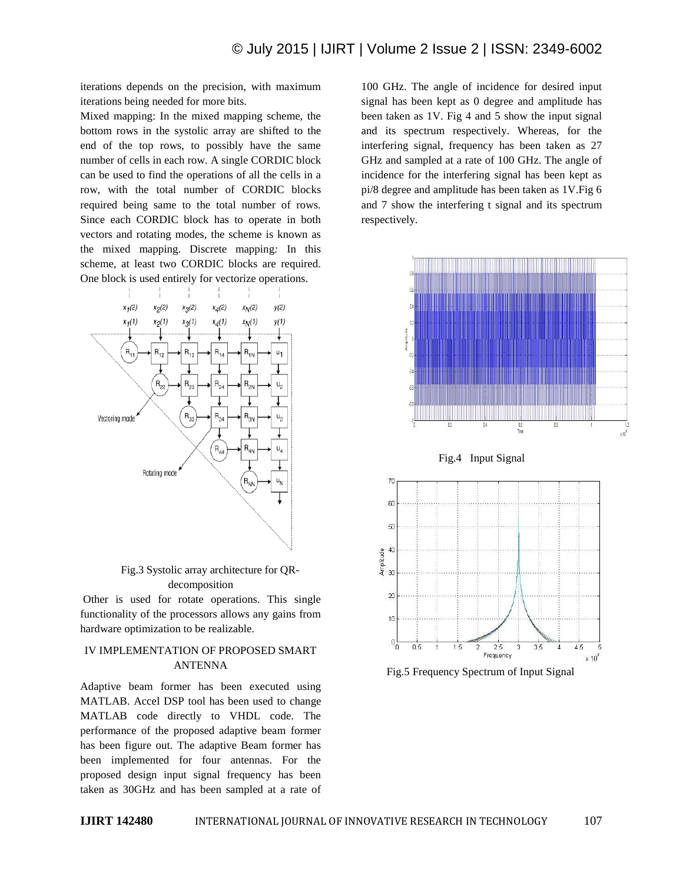iterations depends on the precision, with maximum iterations being needed for more bits.

Mixed mapping: In the mixed mapping scheme, the bottom rows in the systolic array are shifted to the end of the top rows, to possibly have the same number of cells in each row. A single CORDIC block can be used to find the operations of all the cells in a row, with the total number of CORDIC blocks required being same to the total number of rows. Since each CORDIC block has to operate in both vectors and rotating modes, the scheme is known as the mixed mapping. Discrete mapping*:* In this scheme, at least two CORDIC blocks are required. One block is used entirely for vectorize operations.

Fig.3 Systolic array architecture for QR-decomposition

Other is used for rotate operations. This single functionality of the processors allows any gains from hardware optimization to be realizable.

## IV IMPLEMENTATION OF PROPOSED SMART ANTENNA

Adaptive beam former has been executed using MATLAB. Accel DSP tool has been used to change MATLAB code directly to VHDL code. The performance of the proposed adaptive beam former has been figure out. The adaptive Beam former has been implemented for four antennas. For the proposed design input signal frequency has been taken as 30GHz and has been sampled at a rate of 100 GHz. The angle of incidence for desired input signal has been kept as 0 degree and amplitude has been taken as 1V. Fig 4 and 5 show the input signal and its spectrum respectively. Whereas, for the interfering signal, frequency has been taken as 27 GHz and sampled at a rate of 100 GHz. The angle of incidence for the interfering signal has been kept as pi/8 degree and amplitude has been taken as 1V.Fig 6 and 7 show the interfering t signal and its spectrum respectively.

Fig.4 Input Signal

Fig.5 Frequency Spectrum of Input Signal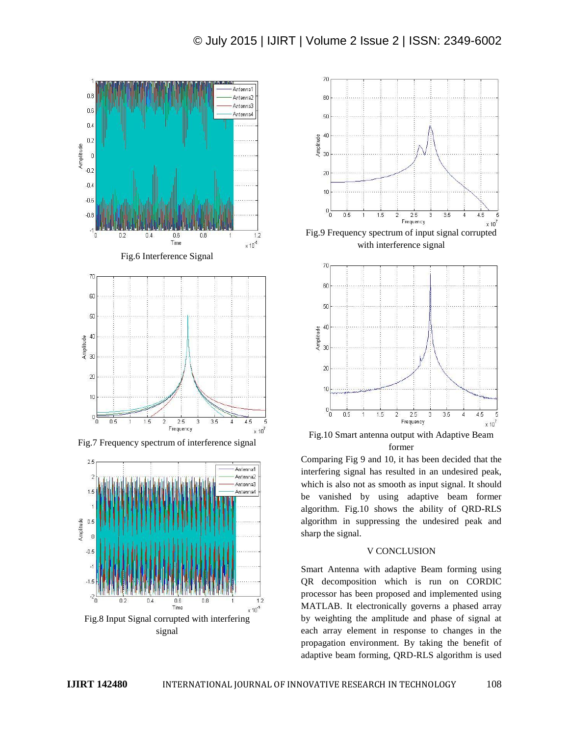Fig.6 Interference Signal

Fig.7 Frequency spectrum of interference signal

Fig.8 Input Signal corrupted with interfering signal

Fig.9 Frequency spectrum of input signal corrupted with interference signal

Fig.10 Smart antenna output with Adaptive Beam former

Comparing Fig 9 and 10, it has been decided that the interfering signal has resulted in an undesired peak, which is also not as smooth as input signal. It should be vanished by using adaptive beam former algorithm. Fig.10 shows the ability of QRD-RLS algorithm in suppressing the undesired peak and sharp the signal.

## V CONCLUSION

Smart Antenna with adaptive Beam forming using QR decomposition which is run on CORDIC processor has been proposed and implemented using MATLAB. It electronically governs a phased array by weighting the amplitude and phase of signal at each array element in response to changes in the propagation environment. By taking the benefit of adaptive beam forming, QRD-RLS algorithm is used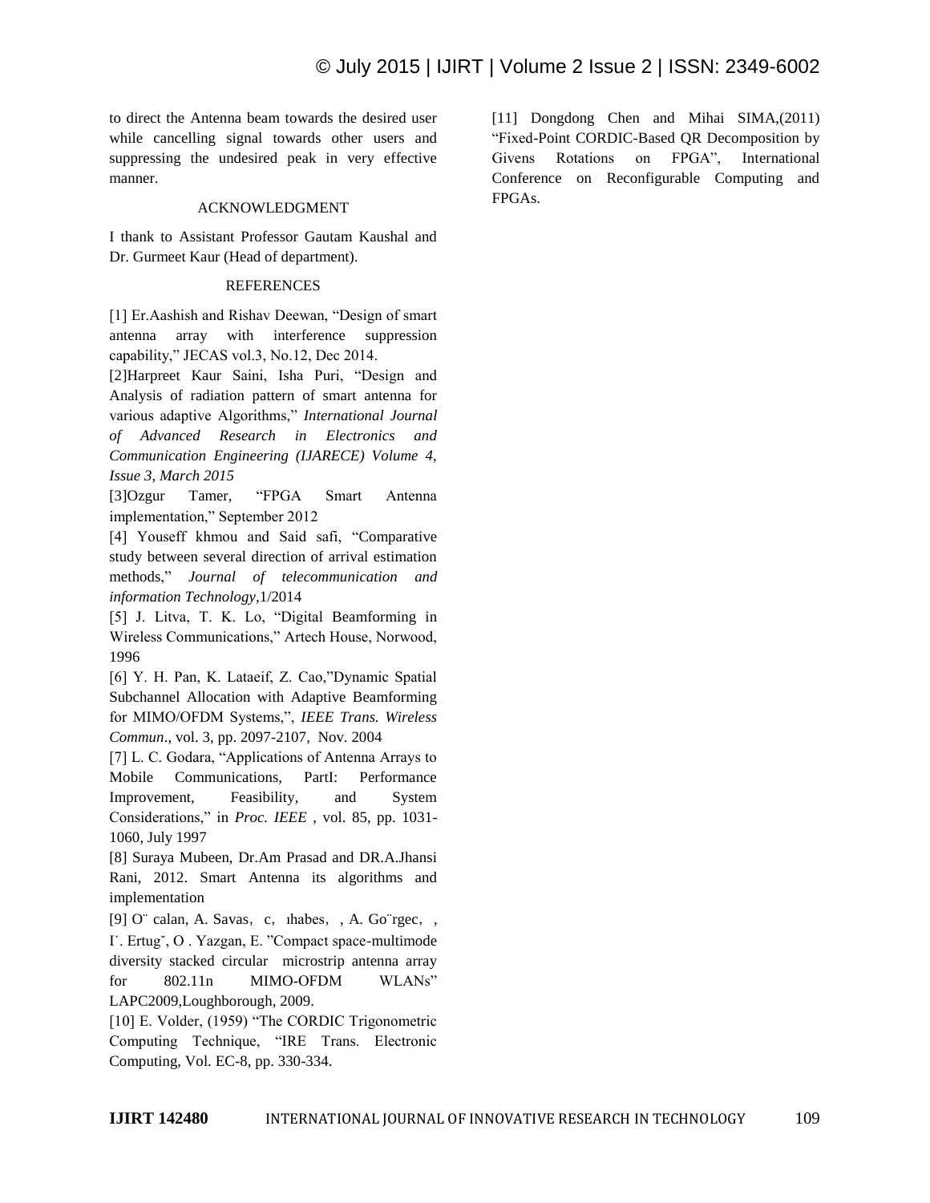to direct the Antenna beam towards the desired user while cancelling signal towards other users and suppressing the undesired peak in very effective manner.

## ACKNOWLEDGMENT

I thank to Assistant Professor Gautam Kaushal and Dr. Gurmeet Kaur (Head of department).

## REFERENCES

[1] Er.Aashish and Rishav Deewan, "Design of smart antenna array with interference suppression capability," JECAS vol.3, No.12, Dec 2014.

[2]Harpreet Kaur Saini, Isha Puri, "Design and Analysis of radiation pattern of smart antenna for various adaptive Algorithms," *International Journal of Advanced Research in Electronics and Communication Engineering (IJARECE) Volume 4, Issue 3, March 2015*

[3]Ozgur Tamer, "FPGA Smart Antenna implementation," September 2012

[4] Youseff khmou and Said safi, "Comparative study between several direction of arrival estimation methods," *Journal of telecommunication and information Technology*,1/2014

[5] J. Litva, T. K. Lo, "Digital Beamforming in Wireless Communications," Artech House, Norwood, 1996

[6] Y. H. Pan, K. Lataeif, Z. Cao,"Dynamic Spatial Subchannel Allocation with Adaptive Beamforming for MIMO/OFDM Systems,", *IEEE Trans. Wireless Commun*., vol. 3, pp. 2097-2107, Nov. 2004

[7] L. C. Godara, "Applications of Antenna Arrays to Mobile Communications, PartI: Performance Improvement, Feasibility, and System Considerations," in *Proc. IEEE* , vol. 85, pp. 1031-1060, July 1997

[8] Suraya Mubeen, Dr.Am Prasad and DR.A.Jhansi Rani, 2012. Smart Antenna its algorithms and implementation

[9] O¨ calan, A. Savas, c, ıhabes, , A. Go¨rgec, , I˙. Ertug˘, O . Yazgan, E. "Compact space-multimode diversity stacked circular microstrip antenna array for 802.11n MIMO-OFDM WLANs" LAPC2009,Loughborough, 2009.

[10] E. Volder, (1959) "The CORDIC Trigonometric Computing Technique, "IRE Trans. Electronic Computing, Vol. EC-8, pp. 330-334.

[11] Dongdong Chen and Mihai SIMA,(2011) "Fixed-Point CORDIC-Based QR Decomposition by Givens Rotations on FPGA", International Conference on Reconfigurable Computing and FPGAs.